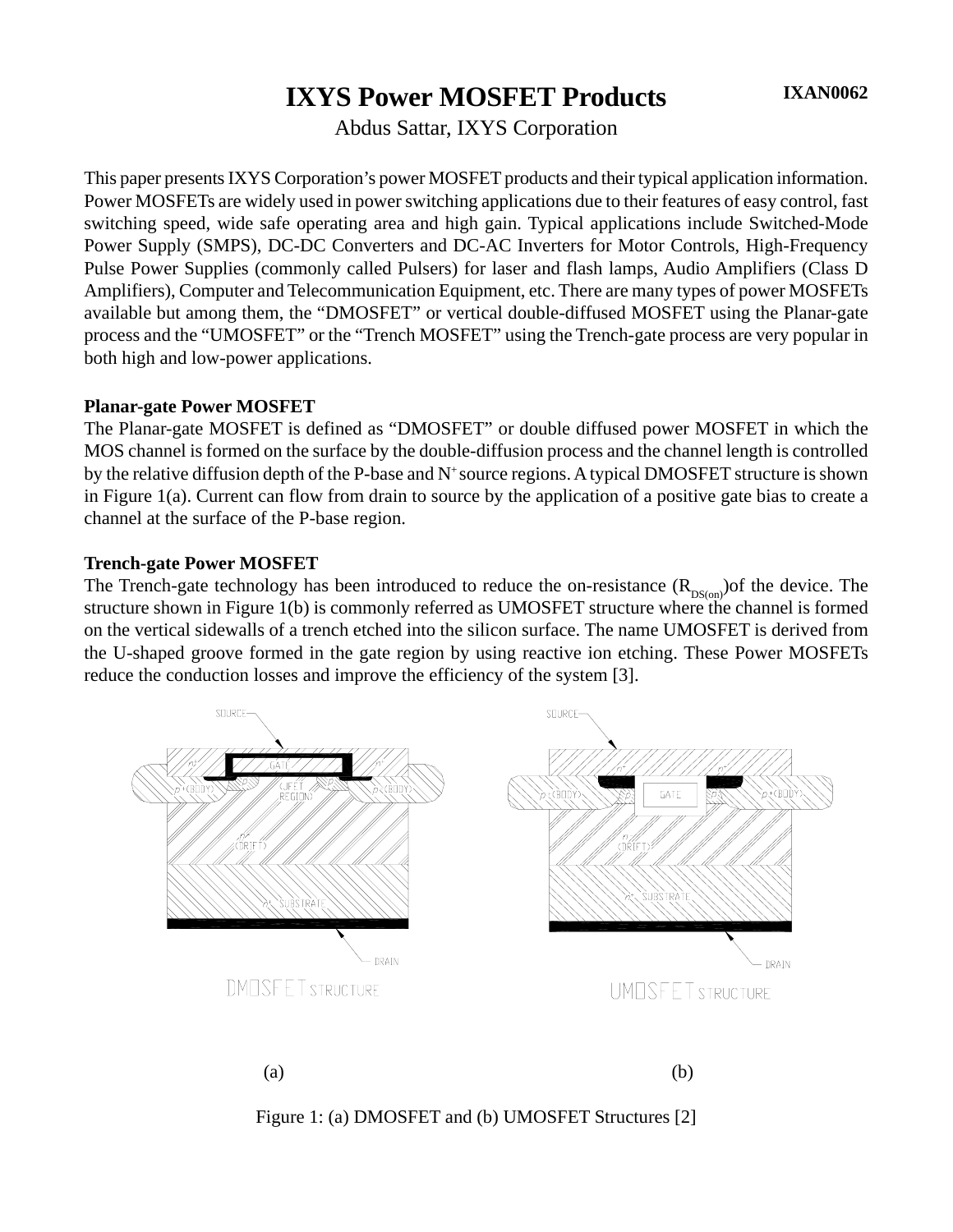# IXYS Power MOSFET Products

IXAN0062

Abdus Sattar, IXYS Corporation

This paper presents IXYS Corporation's power MOSFET products and their typical application information. Power MOSFETs are widely used in power switching applications due to their features of easy control, fast switching speed, wide safe operating area and high gain. Typical applications include Switched-Mode Power Supply (SMPS), DC-DC Converters and DC-AC Inverters for Motor Controls, High-Frequency Pulse Power Supplies (commonly called Pulsers) for laser and flash lamps, Audio Amplifiers (Class D Amplifiers), Computer and Telecommunication Equipment, etc. There are many types of power MOSFETs available but among them, the "DMOSFET" or vertical double-diffused MOSFET using the Planar-gate process and the "UMOSFET" or the "Trench MOSFET" using the Trench-gate process are very popular in both high and low-power applications.

**Planar-gate Power MOSFET**

The Planar-gate MOSFET is defined as "DMOSFET" or double diffused power MOSFET in which the MOS channel is formed on the surface by the double-diffusion process and the channel length is controlled by the relative diffusion depth of the P-base and $N^+$ source regions. A typical DMOSFET structure is shown in Figure 1(a). Current can flow from drain to source by the application of a positive gate bias to create a channel at the surface of the P-base region.

**Trench-gate Power MOSFET**

The Trench-gate technology has been introduced to reduce the on-resistance ($R_{DS(on)}$)of the device. The structure shown in Figure 1(b) is commonly referred as UMOSFET structure where the channel is formed on the vertical sidewalls of a trench etched into the silicon surface. The name UMOSFET is derived from the U-shaped groove formed in the gate region by using reactive ion etching. These Power MOSFETs reduce the conduction losses and improve the efficiency of the system [3].

SOURCE, GATE, $n^+$, $p^+$(BODY), (JFET REGION), $n^-$ (DRIFT), $n^+$ SUBSTRATE, DRAIN

DMOSFET STRUCTURE

UMOSFET STRUCTURE

(a) (b)

Figure 1: (a) DMOSFET and (b) UMOSFET Structures [2]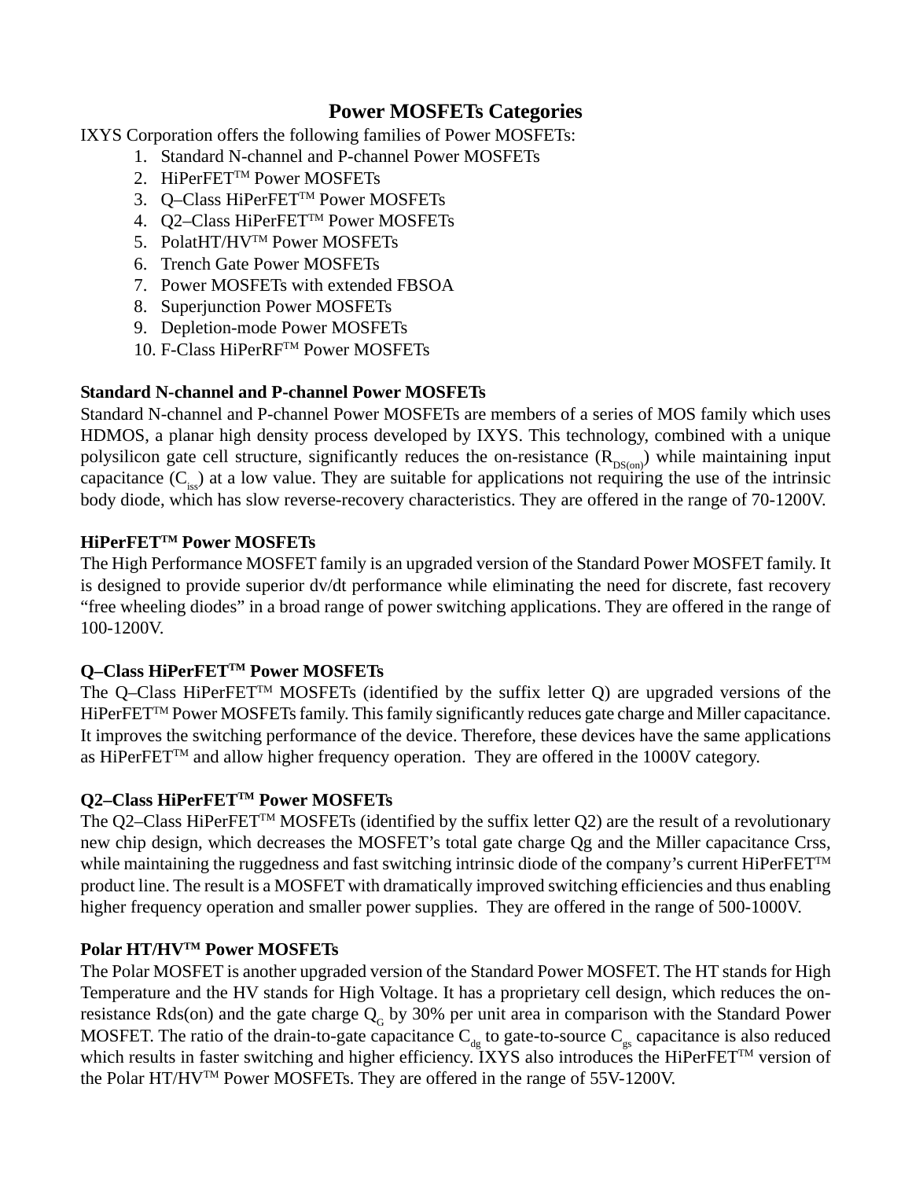# Power MOSFETs Categories

IXYS Corporation offers the following families of Power MOSFETs:

1. Standard N-channel and P-channel Power MOSFETs
2. HiPerFET$^{TM}$ Power MOSFETs
3. Q–Class HiPerFET$^{TM}$ Power MOSFETs
4. Q2–Class HiPerFET$^{TM}$ Power MOSFETs
5. PolatHT/HV$^{TM}$ Power MOSFETs
6. Trench Gate Power MOSFETs
7. Power MOSFETs with extended FBSOA
8. Superjunction Power MOSFETs
9. Depletion-mode Power MOSFETs
10. F-Class HiPerRF$^{TM}$ Power MOSFETs

**Standard N-channel and P-channel Power MOSFETs**

Standard N-channel and P-channel Power MOSFETs are members of a series of MOS family which uses HDMOS, a planar high density process developed by IXYS. This technology, combined with a unique polysilicon gate cell structure, significantly reduces the on-resistance ($R_{DS(on)}$) while maintaining input capacitance ($C_{iss}$) at a low value. They are suitable for applications not requiring the use of the intrinsic body diode, which has slow reverse-recovery characteristics. They are offered in the range of 70-1200V.

**HiPerFET$^{TM}$ Power MOSFETs**

The High Performance MOSFET family is an upgraded version of the Standard Power MOSFET family. It is designed to provide superior dv/dt performance while eliminating the need for discrete, fast recovery "free wheeling diodes" in a broad range of power switching applications. They are offered in the range of 100-1200V.

**Q–Class HiPerFET$^{TM}$ Power MOSFETs**

The Q–Class HiPerFET$^{TM}$ MOSFETs (identified by the suffix letter Q) are upgraded versions of the HiPerFET$^{TM}$ Power MOSFETs family. This family significantly reduces gate charge and Miller capacitance. It improves the switching performance of the device. Therefore, these devices have the same applications as HiPerFET$^{TM}$ and allow higher frequency operation. They are offered in the 1000V category.

**Q2–Class HiPerFET$^{TM}$ Power MOSFETs**

The Q2–Class HiPerFET$^{TM}$ MOSFETs (identified by the suffix letter Q2) are the result of a revolutionary new chip design, which decreases the MOSFET's total gate charge Qg and the Miller capacitance Crss, while maintaining the ruggedness and fast switching intrinsic diode of the company's current HiPerFET$^{TM}$ product line. The result is a MOSFET with dramatically improved switching efficiencies and thus enabling higher frequency operation and smaller power supplies. They are offered in the range of 500-1000V.

**Polar HT/HV$^{TM}$ Power MOSFETs**

The Polar MOSFET is another upgraded version of the Standard Power MOSFET. The HT stands for High Temperature and the HV stands for High Voltage. It has a proprietary cell design, which reduces the on-resistance Rds(on) and the gate charge $Q_G$ by 30% per unit area in comparison with the Standard Power MOSFET. The ratio of the drain-to-gate capacitance $C_{dg}$ to gate-to-source $C_{gs}$ capacitance is also reduced which results in faster switching and higher efficiency. IXYS also introduces the HiPerFET$^{TM}$ version of the Polar HT/HV$^{TM}$ Power MOSFETs. They are offered in the range of 55V-1200V.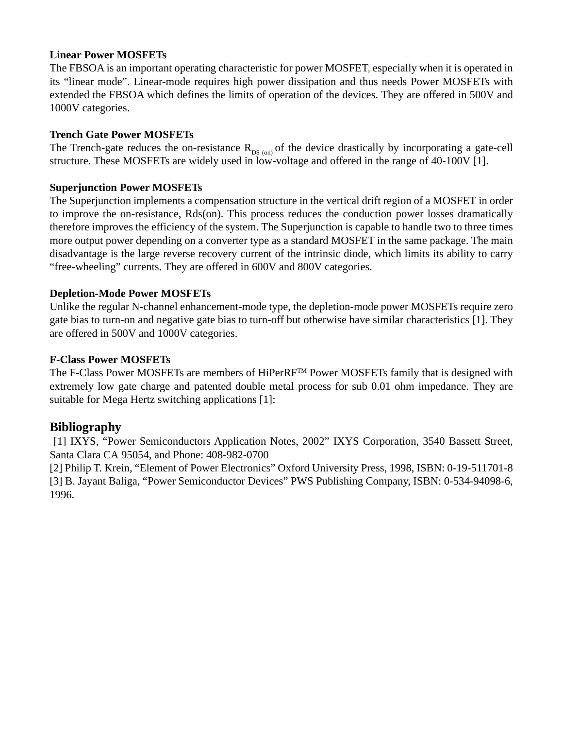**Linear Power MOSFETs**

The FBSOA is an important operating characteristic for power MOSFET, especially when it is operated in its “linear mode”. Linear-mode requires high power dissipation and thus needs Power MOSFETs with extended the FBSOA which defines the limits of operation of the devices. They are offered in 500V and 1000V categories.

**Trench Gate Power MOSFETs**

The Trench-gate reduces the on-resistance $R_{DS\ (on)}$ of the device drastically by incorporating a gate-cell structure. These MOSFETs are widely used in low-voltage and offered in the range of 40-100V [1].

**Superjunction Power MOSFETs**

The Superjunction implements a compensation structure in the vertical drift region of a MOSFET in order to improve the on-resistance, Rds(on). This process reduces the conduction power losses dramatically therefore improves the efficiency of the system. The Superjunction is capable to handle two to three times more output power depending on a converter type as a standard MOSFET in the same package. The main disadvantage is the large reverse recovery current of the intrinsic diode, which limits its ability to carry “free-wheeling” currents. They are offered in 600V and 800V categories.

**Depletion-Mode Power MOSFETs**

Unlike the regular N-channel enhancement-mode type, the depletion-mode power MOSFETs require zero gate bias to turn-on and negative gate bias to turn-off but otherwise have similar characteristics [1]. They are offered in 500V and 1000V categories.

**F-Class Power MOSFETs**

The F-Class Power MOSFETs are members of HiPerRF™ Power MOSFETs family that is designed with extremely low gate charge and patented double metal process for sub 0.01 ohm impedance. They are suitable for Mega Hertz switching applications [1]:

## Bibliography

[1] IXYS, “Power Semiconductors Application Notes, 2002” IXYS Corporation, 3540 Bassett Street, Santa Clara CA 95054, and Phone: 408-982-0700

[2] Philip T. Krein, “Element of Power Electronics” Oxford University Press, 1998, ISBN: 0-19-511701-8

[3] B. Jayant Baliga, “Power Semiconductor Devices” PWS Publishing Company, ISBN: 0-534-94098-6, 1996.